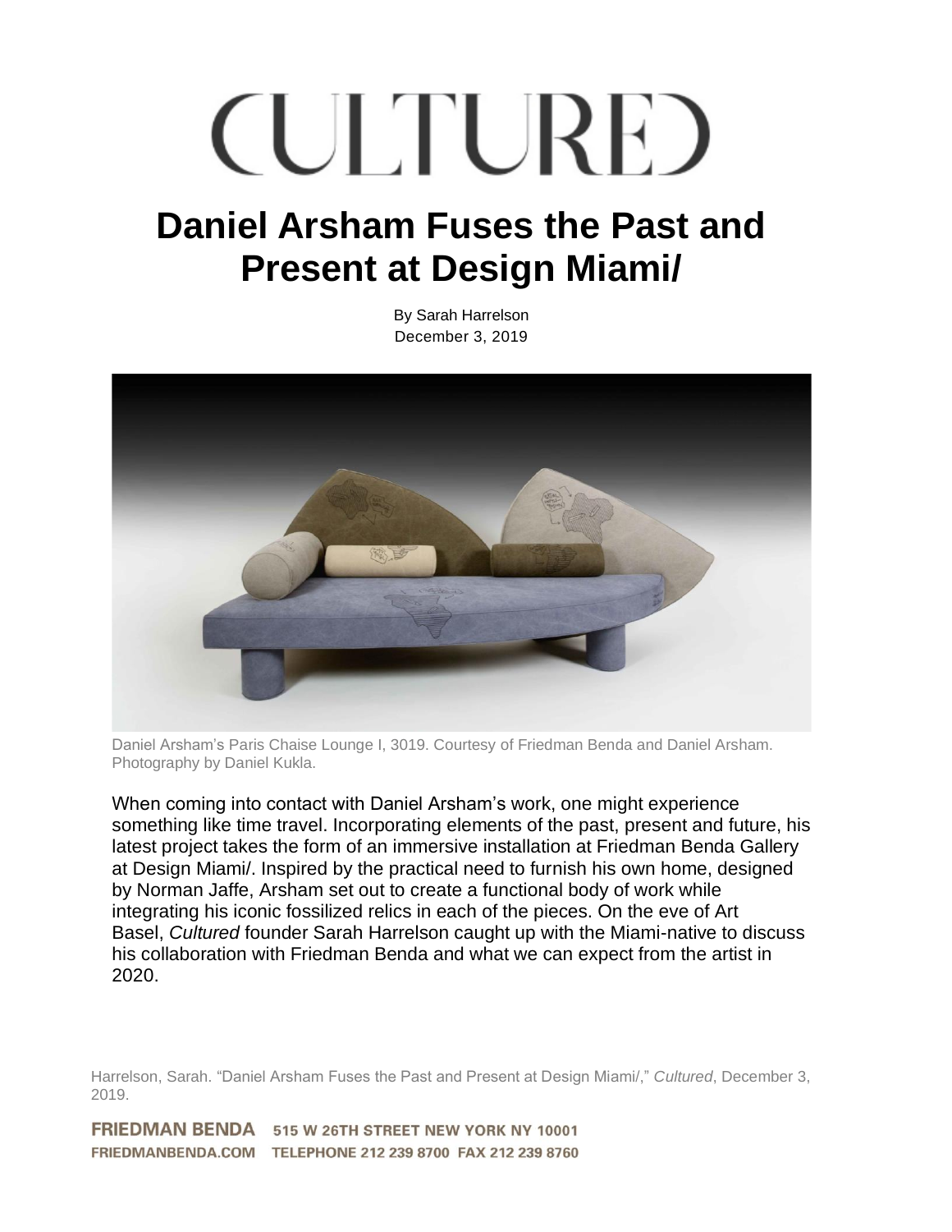# CULTURED

# Daniel Arsham Fuses the Past and Present at Design Miami/

By Sarah Harrelson
December 3, 2019

Daniel Arsham's Paris Chaise Lounge I, 3019. Courtesy of Friedman Benda and Daniel Arsham. Photography by Daniel Kukla.

When coming into contact with Daniel Arsham's work, one might experience something like time travel. Incorporating elements of the past, present and future, his latest project takes the form of an immersive installation at Friedman Benda Gallery at Design Miami/. Inspired by the practical need to furnish his own home, designed by Norman Jaffe, Arsham set out to create a functional body of work while integrating his iconic fossilized relics in each of the pieces. On the eve of Art Basel, *Cultured* founder Sarah Harrelson caught up with the Miami-native to discuss his collaboration with Friedman Benda and what we can expect from the artist in 2020.

Harrelson, Sarah. "Daniel Arsham Fuses the Past and Present at Design Miami/," *Cultured*, December 3, 2019.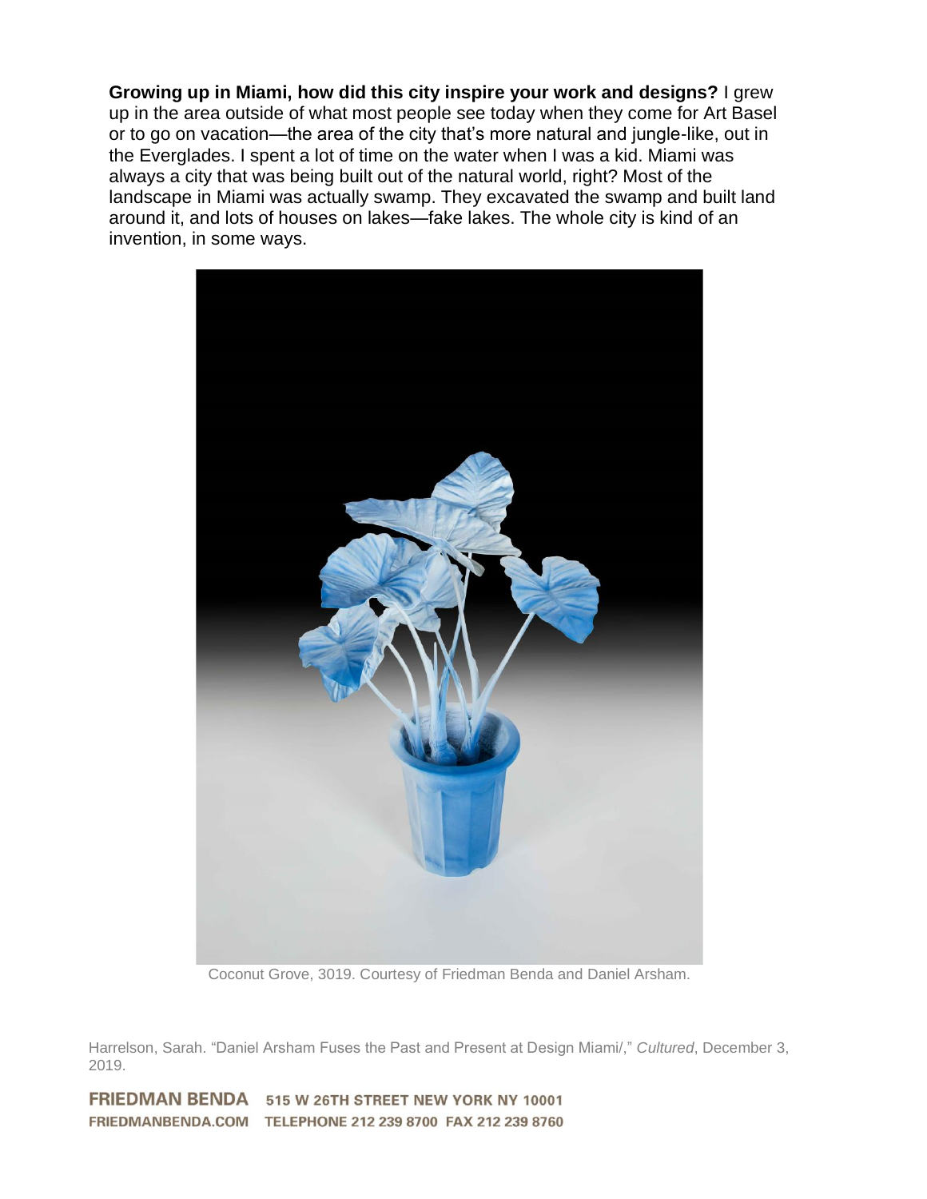**Growing up in Miami, how did this city inspire your work and designs?** I grew up in the area outside of what most people see today when they come for Art Basel or to go on vacation—the area of the city that's more natural and jungle-like, out in the Everglades. I spent a lot of time on the water when I was a kid. Miami was always a city that was being built out of the natural world, right? Most of the landscape in Miami was actually swamp. They excavated the swamp and built land around it, and lots of houses on lakes—fake lakes. The whole city is kind of an invention, in some ways.

Coconut Grove, 3019. Courtesy of Friedman Benda and Daniel Arsham.

Harrelson, Sarah. "Daniel Arsham Fuses the Past and Present at Design Miami/," *Cultured*, December 3, 2019.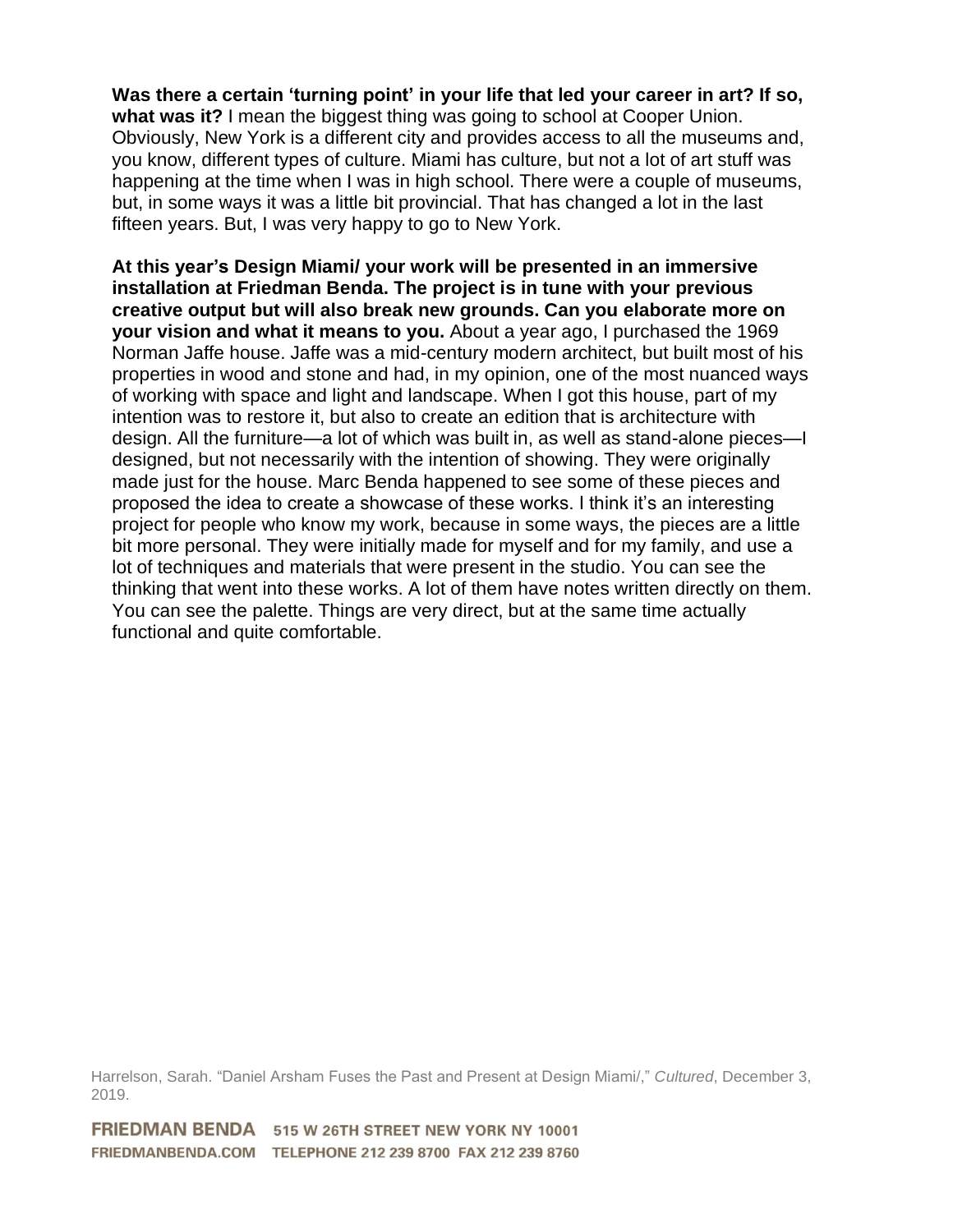**Was there a certain 'turning point' in your life that led your career in art? If so, what was it?** I mean the biggest thing was going to school at Cooper Union. Obviously, New York is a different city and provides access to all the museums and, you know, different types of culture. Miami has culture, but not a lot of art stuff was happening at the time when I was in high school. There were a couple of museums, but, in some ways it was a little bit provincial. That has changed a lot in the last fifteen years. But, I was very happy to go to New York.

**At this year's Design Miami/ your work will be presented in an immersive installation at Friedman Benda. The project is in tune with your previous creative output but will also break new grounds. Can you elaborate more on your vision and what it means to you.** About a year ago, I purchased the 1969 Norman Jaffe house. Jaffe was a mid-century modern architect, but built most of his properties in wood and stone and had, in my opinion, one of the most nuanced ways of working with space and light and landscape. When I got this house, part of my intention was to restore it, but also to create an edition that is architecture with design. All the furniture—a lot of which was built in, as well as stand-alone pieces—I designed, but not necessarily with the intention of showing. They were originally made just for the house. Marc Benda happened to see some of these pieces and proposed the idea to create a showcase of these works. I think it's an interesting project for people who know my work, because in some ways, the pieces are a little bit more personal. They were initially made for myself and for my family, and use a lot of techniques and materials that were present in the studio. You can see the thinking that went into these works. A lot of them have notes written directly on them. You can see the palette. Things are very direct, but at the same time actually functional and quite comfortable.

Harrelson, Sarah. "Daniel Arsham Fuses the Past and Present at Design Miami/," *Cultured*, December 3, 2019.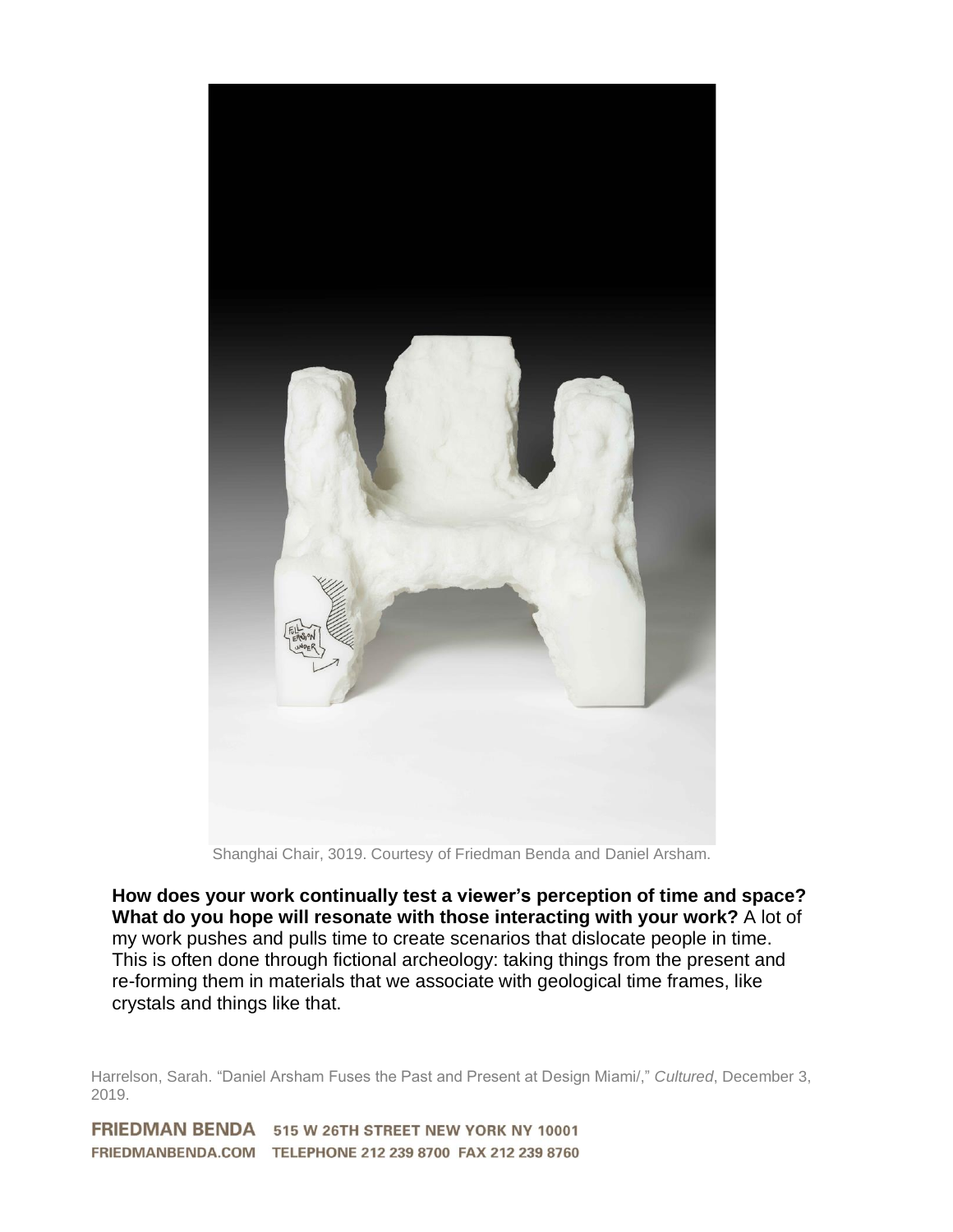Shanghai Chair, 3019. Courtesy of Friedman Benda and Daniel Arsham.

**How does your work continually test a viewer's perception of time and space? What do you hope will resonate with those interacting with your work?** A lot of my work pushes and pulls time to create scenarios that dislocate people in time. This is often done through fictional archeology: taking things from the present and re-forming them in materials that we associate with geological time frames, like crystals and things like that.

Harrelson, Sarah. "Daniel Arsham Fuses the Past and Present at Design Miami/," *Cultured*, December 3, 2019.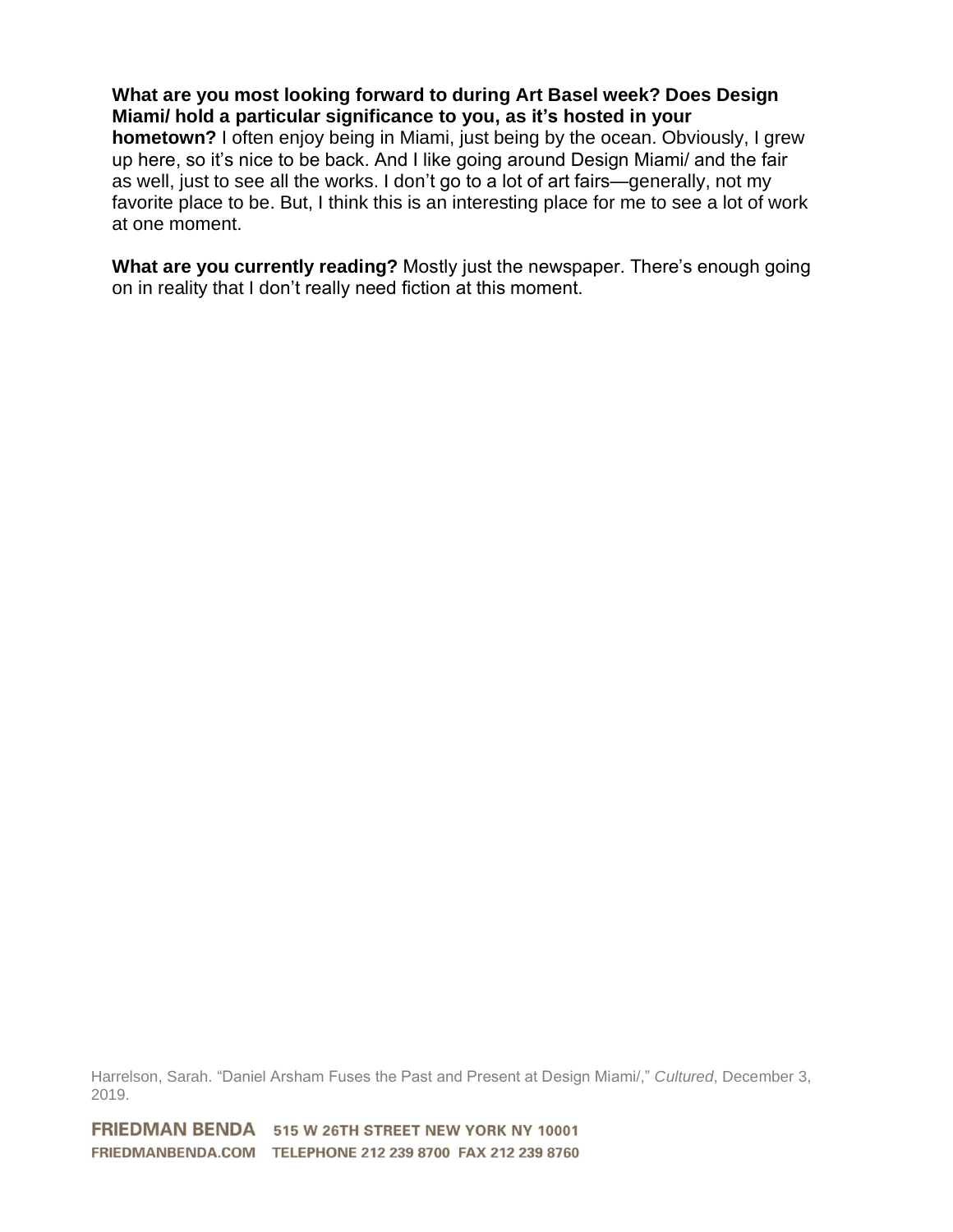**What are you most looking forward to during Art Basel week? Does Design Miami/ hold a particular significance to you, as it's hosted in your hometown?** I often enjoy being in Miami, just being by the ocean. Obviously, I grew up here, so it's nice to be back. And I like going around Design Miami/ and the fair as well, just to see all the works. I don't go to a lot of art fairs—generally, not my favorite place to be. But, I think this is an interesting place for me to see a lot of work at one moment.

**What are you currently reading?** Mostly just the newspaper. There's enough going on in reality that I don't really need fiction at this moment.

Harrelson, Sarah. "Daniel Arsham Fuses the Past and Present at Design Miami/," *Cultured*, December 3, 2019.

FRIEDMAN BENDA 515 W 26TH STREET NEW YORK NY 10001
FRIEDMANBENDA.COM TELEPHONE 212 239 8700 FAX 212 239 8760